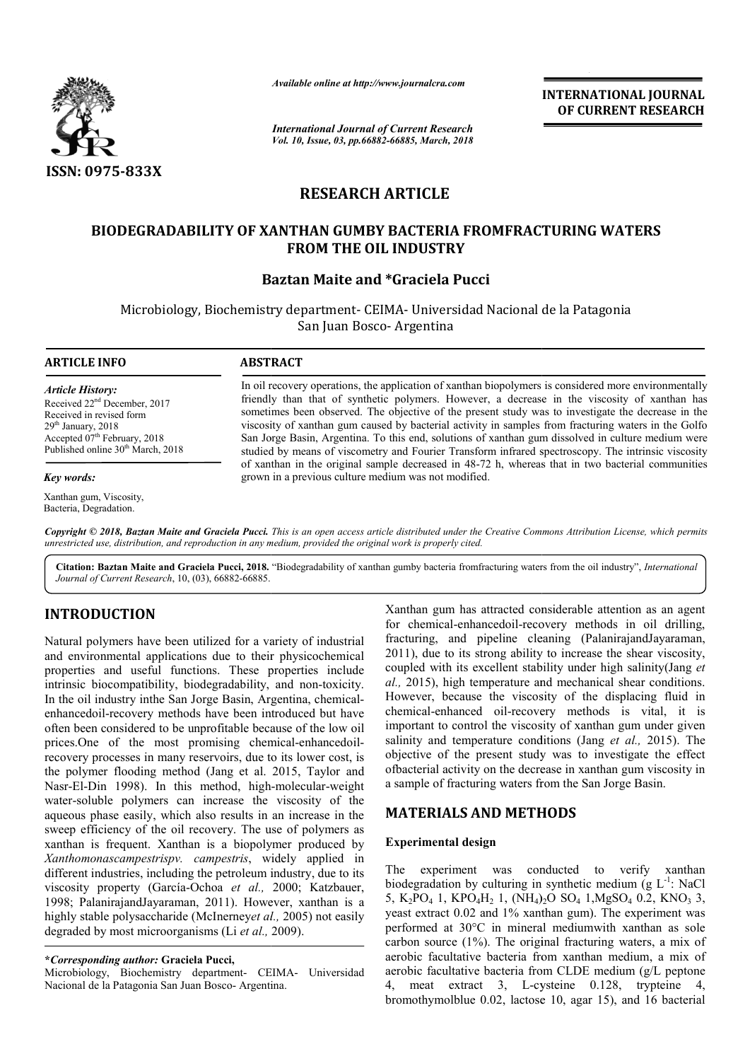ISSN: 0975-833X

*Available online at http://www.journalcra.com*

*International Journal of Current Research*
*Vol. 10, Issue, 03, pp.66882-66885, March, 2018*

**INTERNATIONAL JOURNAL OF CURRENT RESEARCH**

# RESEARCH ARTICLE

# BIODEGRADABILITY OF XANTHAN GUMBY BACTERIA FROMFRACTURING WATERS FROM THE OIL INDUSTRY

**Baztan Maite and \*Graciela Pucci**

Microbiology, Biochemistry department- CEIMA- Universidad Nacional de la Patagonia San Juan Bosco- Argentina

### ARTICLE INFO

*Article History:*
Received 22[nd] December, 2017
Received in revised form
29[th] January, 2018
Accepted 07[th] February, 2018
Published online 30[th] March, 2018

*Key words:*
Xanthan gum, Viscosity, Bacteria, Degradation.

### ABSTRACT

In oil recovery operations, the application of xanthan biopolymers is considered more environmentally friendly than that of synthetic polymers. However, a decrease in the viscosity of xanthan has sometimes been observed. The objective of the present study was to investigate the decrease in the viscosity of xanthan gum caused by bacterial activity in samples from fracturing waters in the Golfo San Jorge Basin, Argentina. To this end, solutions of xanthan gum dissolved in culture medium were studied by means of viscometry and Fourier Transform infrared spectroscopy. The intrinsic viscosity of xanthan in the original sample decreased in 48-72 h, whereas that in two bacterial communities grown in a previous culture medium was not modified.

***Copyright © 2018, Baztan Maite and Graciela Pucci.** This is an open access article distributed under the Creative Commons Attribution License, which permits unrestricted use, distribution, and reproduction in any medium, provided the original work is properly cited.*

**Citation: Baztan Maite and Graciela Pucci, 2018.** "Biodegradability of xanthan gumby bacteria fromfracturing waters from the oil industry", *International Journal of Current Research*, 10, (03), 66882-66885.

## INTRODUCTION

Natural polymers have been utilized for a variety of industrial and environmental applications due to their physicochemical properties and useful functions. These properties include intrinsic biocompatibility, biodegradability, and non-toxicity. In the oil industry inthe San Jorge Basin, Argentina, chemical-enhancedoil-recovery methods have been introduced but have often been considered to be unprofitable because of the low oil prices.One of the most promising chemical-enhancedoil-recovery processes in many reservoirs, due to its lower cost, is the polymer flooding method (Jang et al. 2015, Taylor and Nasr-El-Din 1998). In this method, high-molecular-weight water-soluble polymers can increase the viscosity of the aqueous phase easily, which also results in an increase in the sweep efficiency of the oil recovery. The use of polymers as xanthan is frequent. Xanthan is a biopolymer produced by *Xanthomonascampestrispv. campestris*, widely applied in different industries, including the petroleum industry, due to its viscosity property (García-Ochoa *et al.,* 2000; Katzbauer, 1998; PalanirajandJayaraman, 2011). However, xanthan is a highly stable polysaccharide (McInerney*et al.,* 2005) not easily degraded by most microorganisms (Li *et al.,* 2009).

Xanthan gum has attracted considerable attention as an agent for chemical-enhancedoil-recovery methods in oil drilling, fracturing, and pipeline cleaning (PalanirajandJayaraman, 2011), due to its strong ability to increase the shear viscosity, coupled with its excellent stability under high salinity(Jang *et al.,* 2015), high temperature and mechanical shear conditions. However, because the viscosity of the displacing fluid in chemical-enhanced oil-recovery methods is vital, it is important to control the viscosity of xanthan gum under given salinity and temperature conditions (Jang *et al.,* 2015). The objective of the present study was to investigate the effect ofbacterial activity on the decrease in xanthan gum viscosity in a sample of fracturing waters from the San Jorge Basin.

## MATERIALS AND METHODS

### Experimental design

The experiment was conducted to verify xanthan biodegradation by culturing in synthetic medium (g $L^{-1}$: NaCl 5, $K_2PO_4$ 1, $KPO_4H_2$ 1, $(NH_4)_2O$ $SO_4$ 1,$MgSO_4$ 0.2, $KNO_3$ 3, yeast extract 0.02 and 1% xanthan gum). The experiment was performed at 30°C in mineral mediumwith xanthan as sole carbon source (1%). The original fracturing waters, a mix of aerobic facultative bacteria from xanthan medium, a mix of aerobic facultative bacteria from CLDE medium (g/L peptone 4, meat extract 3, L-cysteine 0.128, trypteine 4, bromothymolblue 0.02, lactose 10, agar 15), and 16 bacterial

**\*Corresponding author:** **Graciela Pucci,**
Microbiology, Biochemistry department- CEIMA- Universidad Nacional de la Patagonia San Juan Bosco- Argentina.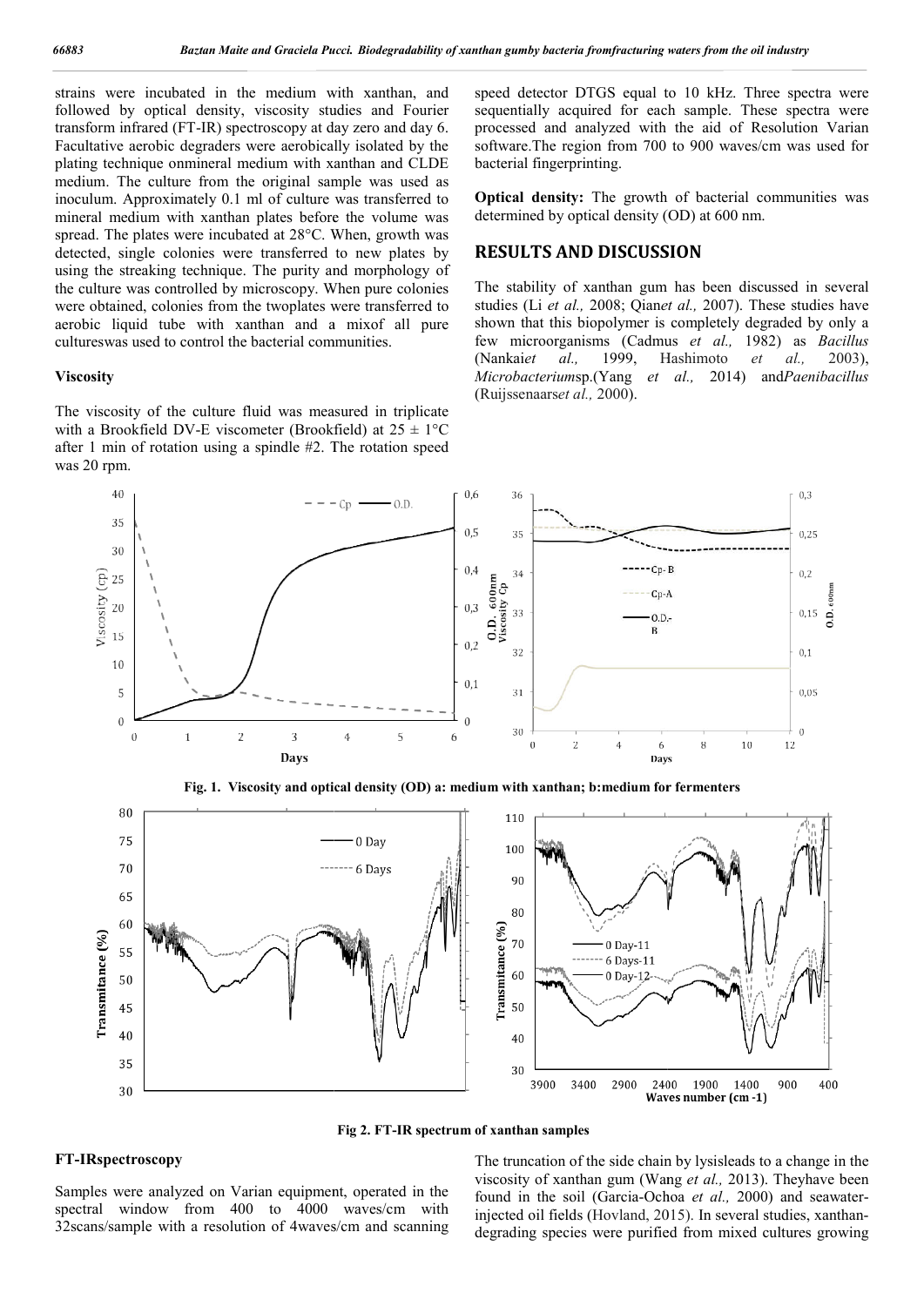strains were incubated in the medium with xanthan, and followed by optical density, viscosity studies and Fourier transform infrared (FT-IR) spectroscopy at day zero and day 6. Facultative aerobic degraders were aerobically isolated by the plating technique onmineral medium with xanthan and CLDE medium. The culture from the original sample was used as inoculum. Approximately 0.1 ml of culture was transferred to mineral medium with xanthan plates before the volume was spread. The plates were incubated at 28°C. When, growth was detected, single colonies were transferred to new plates by using the streaking technique. The purity and morphology of the culture was controlled by microscopy. When pure colonies were obtained, colonies from the twoplates were transferred to aerobic liquid tube with xanthan and a mixof all pure cultureswas used to control the bacterial communities.

### Viscosity

The viscosity of the culture fluid was measured in triplicate with a Brookfield DV-E viscometer (Brookfield) at 25 ± 1°C after 1 min of rotation using a spindle #2. The rotation speed was 20 rpm.

### FT-IRspectroscopy

Samples were analyzed on Varian equipment, operated in the spectral window from 400 to 4000 waves/cm with 32scans/sample with a resolution of 4waves/cm and scanning speed detector DTGS equal to 10 kHz. Three spectra were sequentially acquired for each sample. These spectra were processed and analyzed with the aid of Resolution Varian software.The region from 700 to 900 waves/cm was used for bacterial fingerprinting.

**Optical density:** The growth of bacterial communities was determined by optical density (OD) at 600 nm.

## RESULTS AND DISCUSSION

The stability of xanthan gum has been discussed in several studies (Li *et al.,* 2008; Qian*et al.,* 2007). These studies have shown that this biopolymer is completely degraded by only a few microorganisms (Cadmus *et al.,* 1982) as *Bacillus* (Nankai*et al.,* 1999, Hashimoto *et al.,* 2003), *Microbacterium*sp.(Yang *et al.,* 2014) and*Paenibacillus* (Ruijssenaars*et al.,* 2000).

**Fig. 1. Viscosity and optical density (OD) a: medium with xanthan; b:medium for fermenters**

**Fig 2. FT-IR spectrum of xanthan samples**

The truncation of the side chain by lysisleads to a change in the viscosity of xanthan gum (Wang *et al.,* 2013). Theyhave been found in the soil (Garcia-Ochoa *et al.,* 2000) and seawater-injected oil fields (Hovland, 2015). In several studies, xanthan-degrading species were purified from mixed cultures growing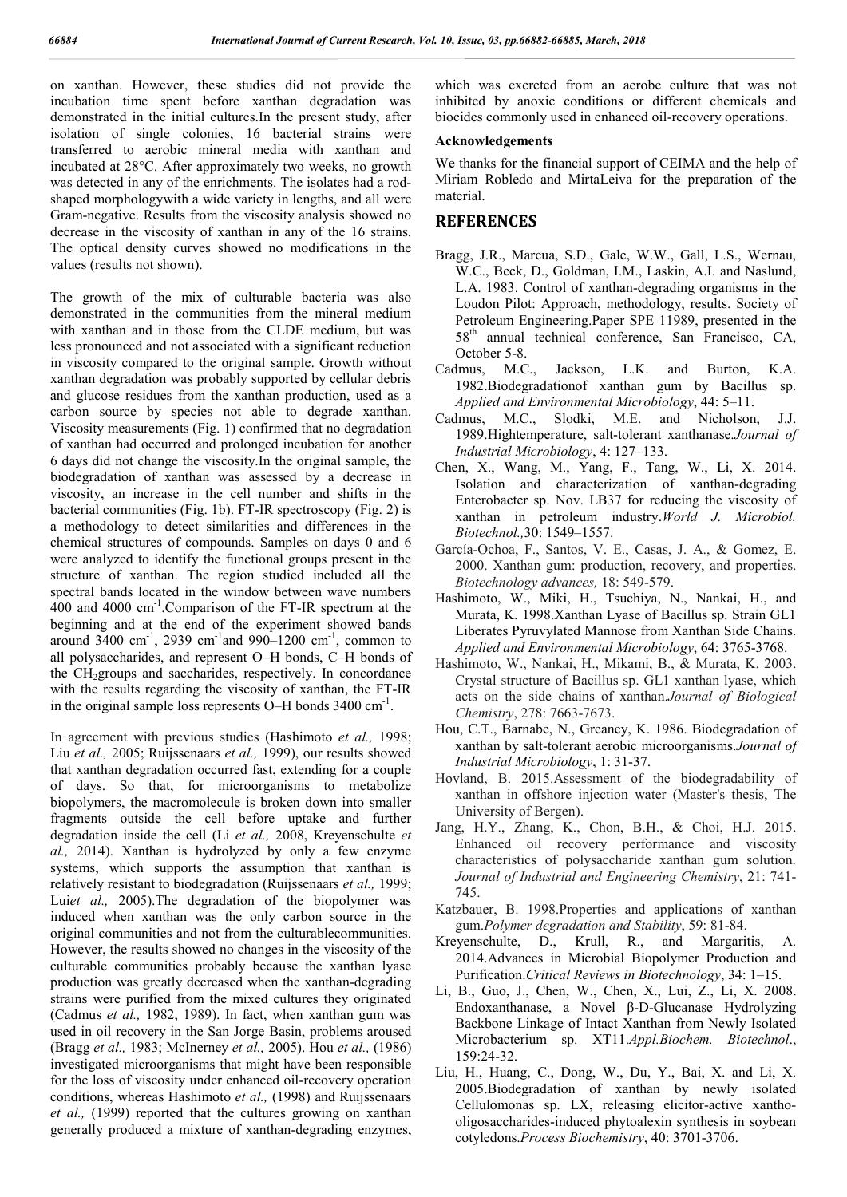on xanthan. However, these studies did not provide the incubation time spent before xanthan degradation was demonstrated in the initial cultures.In the present study, after isolation of single colonies, 16 bacterial strains were transferred to aerobic mineral media with xanthan and incubated at 28°C. After approximately two weeks, no growth was detected in any of the enrichments. The isolates had a rod-shaped morphologywith a wide variety in lengths, and all were Gram-negative. Results from the viscosity analysis showed no decrease in the viscosity of xanthan in any of the 16 strains. The optical density curves showed no modifications in the values (results not shown).

The growth of the mix of culturable bacteria was also demonstrated in the communities from the mineral medium with xanthan and in those from the CLDE medium, but was less pronounced and not associated with a significant reduction in viscosity compared to the original sample. Growth without xanthan degradation was probably supported by cellular debris and glucose residues from the xanthan production, used as a carbon source by species not able to degrade xanthan. Viscosity measurements (Fig. 1) confirmed that no degradation of xanthan had occurred and prolonged incubation for another 6 days did not change the viscosity.In the original sample, the biodegradation of xanthan was assessed by a decrease in viscosity, an increase in the cell number and shifts in the bacterial communities (Fig. 1b). FT-IR spectroscopy (Fig. 2) is a methodology to detect similarities and differences in the chemical structures of compounds. Samples on days 0 and 6 were analyzed to identify the functional groups present in the structure of xanthan. The region studied included all the spectral bands located in the window between wave numbers 400 and 4000 $cm^{-1}$.Comparison of the FT-IR spectrum at the beginning and at the end of the experiment showed bands around 3400 $cm^{-1}$, 2939 $cm^{-1}$and 990–1200 $cm^{-1}$, common to all polysaccharides, and represent O–H bonds, C–H bonds of the $CH_2$groups and saccharides, respectively. In concordance with the results regarding the viscosity of xanthan, the FT-IR in the original sample loss represents O–H bonds 3400 $cm^{-1}$.

In agreement with previous studies (Hashimoto *et al.,* 1998; Liu *et al.,* 2005; Ruijssenaars *et al.,* 1999), our results showed that xanthan degradation occurred fast, extending for a couple of days. So that, for microorganisms to metabolize biopolymers, the macromolecule is broken down into smaller fragments outside the cell before uptake and further degradation inside the cell (Li *et al.,* 2008, Kreyenschulte *et al.,* 2014). Xanthan is hydrolyzed by only a few enzyme systems, which supports the assumption that xanthan is relatively resistant to biodegradation (Ruijssenaars *et al.,* 1999; Lui*et al.,* 2005).The degradation of the biopolymer was induced when xanthan was the only carbon source in the original communities and not from the culturablecommunities. However, the results showed no changes in the viscosity of the culturable communities probably because the xanthan lyase production was greatly decreased when the xanthan-degrading strains were purified from the mixed cultures they originated (Cadmus *et al.,* 1982, 1989). In fact, when xanthan gum was used in oil recovery in the San Jorge Basin, problems aroused (Bragg *et al.,* 1983; McInerney *et al.,* 2005). Hou *et al.,* (1986) investigated microorganisms that might have been responsible for the loss of viscosity under enhanced oil-recovery operation conditions, whereas Hashimoto *et al.,* (1998) and Ruijssenaars *et al.,* (1999) reported that the cultures growing on xanthan generally produced a mixture of xanthan-degrading enzymes, which was excreted from an aerobe culture that was not inhibited by anoxic conditions or different chemicals and biocides commonly used in enhanced oil-recovery operations.

### Acknowledgements

We thanks for the financial support of CEIMA and the help of Miriam Robledo and MirtaLeiva for the preparation of the material.

## REFERENCES

Bragg, J.R., Marcua, S.D., Gale, W.W., Gall, L.S., Wernau, W.C., Beck, D., Goldman, I.M., Laskin, A.I. and Naslund, L.A. 1983. Control of xanthan-degrading organisms in the Loudon Pilot: Approach, methodology, results. Society of Petroleum Engineering.Paper SPE 11989, presented in the 58th annual technical conference, San Francisco, CA, October 5-8.

Cadmus, M.C., Jackson, L.K. and Burton, K.A. 1982.Biodegradationof xanthan gum by Bacillus sp. *Applied and Environmental Microbiology*, 44: 5–11.

Cadmus, M.C., Slodki, M.E. and Nicholson, J.J. 1989.Hightemperature, salt-tolerant xanthanase.*Journal of Industrial Microbiology*, 4: 127–133.

Chen, X., Wang, M., Yang, F., Tang, W., Li, X. 2014. Isolation and characterization of xanthan-degrading Enterobacter sp. Nov. LB37 for reducing the viscosity of xanthan in petroleum industry.*World J. Microbiol. Biotechnol.,*30: 1549–1557.

García-Ochoa, F., Santos, V. E., Casas, J. A., & Gomez, E. 2000. Xanthan gum: production, recovery, and properties. *Biotechnology advances,* 18: 549-579.

Hashimoto, W., Miki, H., Tsuchiya, N., Nankai, H., and Murata, K. 1998.Xanthan Lyase of Bacillus sp. Strain GL1 Liberates Pyruvylated Mannose from Xanthan Side Chains. *Applied and Environmental Microbiology*, 64: 3765-3768.

Hashimoto, W., Nankai, H., Mikami, B., & Murata, K. 2003. Crystal structure of Bacillus sp. GL1 xanthan lyase, which acts on the side chains of xanthan.*Journal of Biological Chemistry*, 278: 7663-7673.

Hou, C.T., Barnabe, N., Greaney, K. 1986. Biodegradation of xanthan by salt-tolerant aerobic microorganisms.*Journal of Industrial Microbiology*, 1: 31-37.

Hovland, B. 2015.Assessment of the biodegradability of xanthan in offshore injection water (Master's thesis, The University of Bergen).

Jang, H.Y., Zhang, K., Chon, B.H., & Choi, H.J. 2015. Enhanced oil recovery performance and viscosity characteristics of polysaccharide xanthan gum solution. *Journal of Industrial and Engineering Chemistry*, 21: 741-745.

Katzbauer, B. 1998.Properties and applications of xanthan gum.*Polymer degradation and Stability*, 59: 81-84.

Kreyenschulte, D., Krull, R., and Margaritis, A. 2014.Advances in Microbial Biopolymer Production and Purification.*Critical Reviews in Biotechnology*, 34: 1–15.

Li, B., Guo, J., Chen, W., Chen, X., Lui, Z., Li, X. 2008. Endoxanthanase, a Novel β-D-Glucanase Hydrolyzing Backbone Linkage of Intact Xanthan from Newly Isolated Microbacterium sp. XT11.*Appl.Biochem. Biotechnol*., 159:24-32.

Liu, H., Huang, C., Dong, W., Du, Y., Bai, X. and Li, X. 2005.Biodegradation of xanthan by newly isolated Cellulomonas sp. LX, releasing elicitor-active xantho-oligosaccharides-induced phytoalexin synthesis in soybean cotyledons.*Process Biochemistry*, 40: 3701-3706.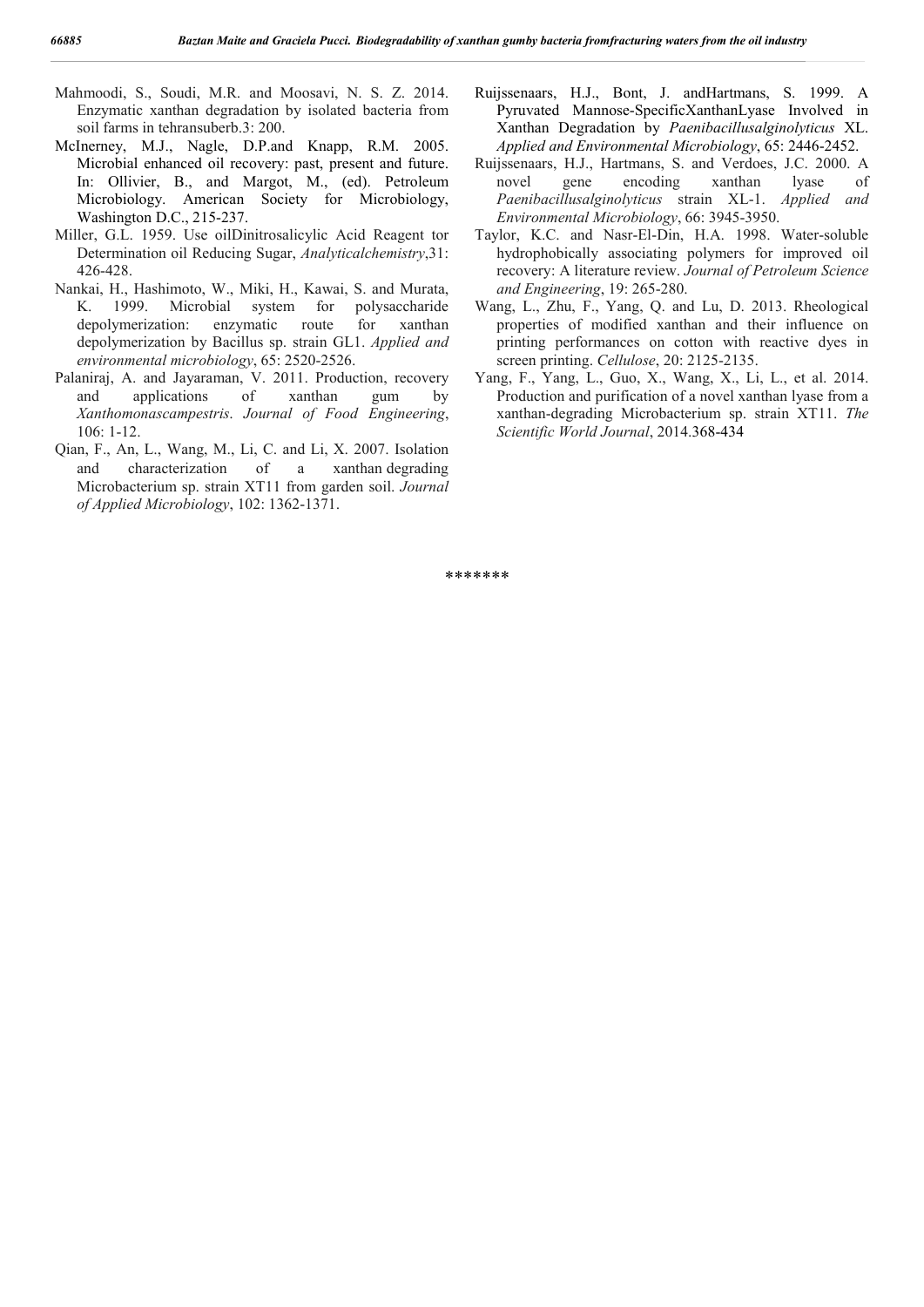Mahmoodi, S., Soudi, M.R. and Moosavi, N. S. Z. 2014. Enzymatic xanthan degradation by isolated bacteria from soil farms in tehransuberb.3: 200.

McInerney, M.J., Nagle, D.P.and Knapp, R.M. 2005. Microbial enhanced oil recovery: past, present and future. In: Ollivier, B., and Margot, M., (ed). Petroleum Microbiology. American Society for Microbiology, Washington D.C., 215-237.

Miller, G.L. 1959. Use oilDinitrosalicylic Acid Reagent tor Determination oil Reducing Sugar, *Analyticalchemistry*,31: 426-428.

Nankai, H., Hashimoto, W., Miki, H., Kawai, S. and Murata, K. 1999. Microbial system for polysaccharide depolymerization: enzymatic route for xanthan depolymerization by Bacillus sp. strain GL1. *Applied and environmental microbiology*, 65: 2520-2526.

Palaniraj, A. and Jayaraman, V. 2011. Production, recovery and applications of xanthan gum by *Xanthomonascampestris*. *Journal of Food Engineering*, 106: 1-12.

Qian, F., An, L., Wang, M., Li, C. and Li, X. 2007. Isolation and characterization of a xanthan degrading Microbacterium sp. strain XT11 from garden soil. *Journal of Applied Microbiology*, 102: 1362-1371.

Ruijssenaars, H.J., Bont, J. andHartmans, S. 1999. A Pyruvated Mannose-SpecificXanthanLyase Involved in Xanthan Degradation by *Paenibacillusalginolyticus* XL. *Applied and Environmental Microbiology*, 65: 2446-2452.

Ruijssenaars, H.J., Hartmans, S. and Verdoes, J.C. 2000. A novel gene encoding xanthan lyase of *Paenibacillusalginolyticus* strain XL-1. *Applied and Environmental Microbiology*, 66: 3945-3950.

Taylor, K.C. and Nasr-El-Din, H.A. 1998. Water-soluble hydrophobically associating polymers for improved oil recovery: A literature review. *Journal of Petroleum Science and Engineering*, 19: 265-280.

Wang, L., Zhu, F., Yang, Q. and Lu, D. 2013. Rheological properties of modified xanthan and their influence on printing performances on cotton with reactive dyes in screen printing. *Cellulose*, 20: 2125-2135.

Yang, F., Yang, L., Guo, X., Wang, X., Li, L., et al. 2014. Production and purification of a novel xanthan lyase from a xanthan-degrading Microbacterium sp. strain XT11. *The Scientific World Journal*, 2014.368-434

*******